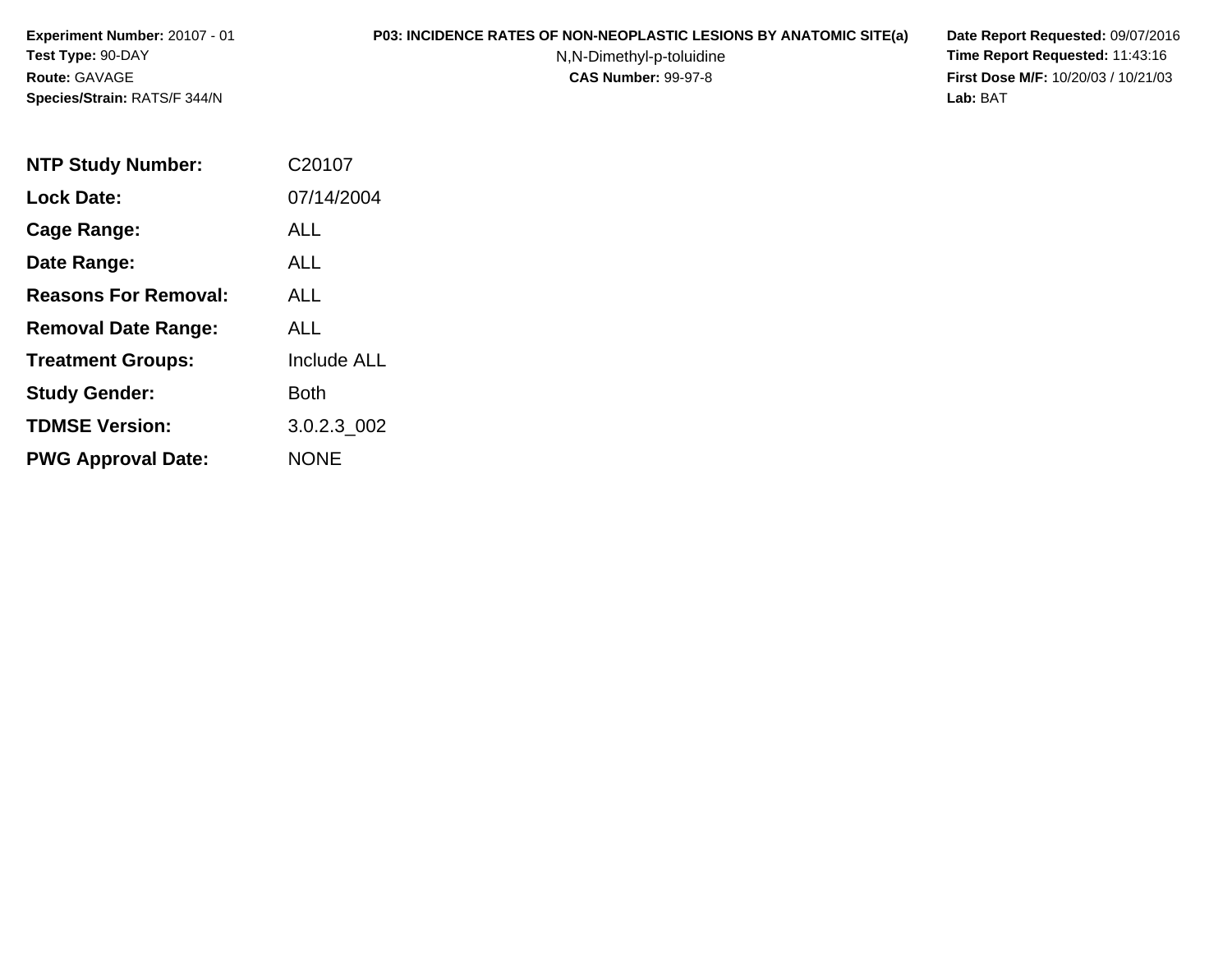**Experiment Number:** 20107 - 01
**Test Type:** 90-DAY
**Route:** GAVAGE
**Species/Strain:** RATS/F 344/N

**P03: INCIDENCE RATES OF NON-NEOPLASTIC LESIONS BY ANATOMIC SITE(a)**
N,N-Dimethyl-p-toluidine
**CAS Number:** 99-97-8

**Date Report Requested:** 09/07/2016
**Time Report Requested:** 11:43:16
**First Dose M/F:** 10/20/03 / 10/21/03
**Lab:** BAT

| | |
|---|---|
| **NTP Study Number:** | C20107 |
| **Lock Date:** | 07/14/2004 |
| **Cage Range:** | ALL |
| **Date Range:** | ALL |
| **Reasons For Removal:** | ALL |
| **Removal Date Range:** | ALL |
| **Treatment Groups:** | Include ALL |
| **Study Gender:** | Both |
| **TDMSE Version:** | 3.0.2.3_002 |
| **PWG Approval Date:** | NONE |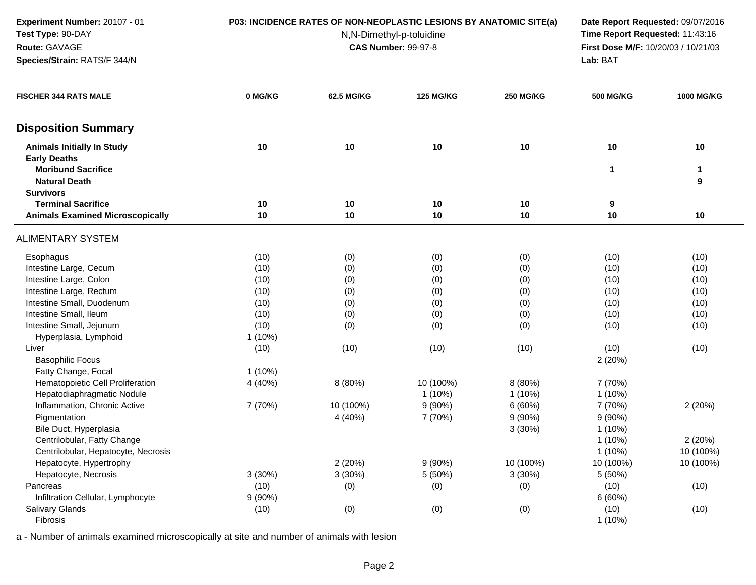Experiment Number: 20107 - 01
Test Type: 90-DAY
Route: GAVAGE
Species/Strain: RATS/F 344/N

**P03: INCIDENCE RATES OF NON-NEOPLASTIC LESIONS BY ANATOMIC SITE(a)**
N,N-Dimethyl-p-toluidine
**CAS Number:** 99-97-8

Date Report Requested: 09/07/2016
Time Report Requested: 11:43:16
First Dose M/F: 10/20/03 / 10/21/03
Lab: BAT

| FISCHER 344 RATS MALE | 0 MG/KG | 62.5 MG/KG | 125 MG/KG | 250 MG/KG | 500 MG/KG | 1000 MG/KG |
|---|---|---|---|---|---|---|
| **Disposition Summary** | | | | | | |
| **Animals Initially In Study** | 10 | 10 | 10 | 10 | 10 | 10 |
| **Early Deaths** | | | | | | |
| **Moribund Sacrifice** | | | | | 1 | 1 |
| **Natural Death** | | | | | | 9 |
| **Survivors** | | | | | | |
| **Terminal Sacrifice** | 10 | 10 | 10 | 10 | 9 | |
| **Animals Examined Microscopically** | 10 | 10 | 10 | 10 | 10 | 10 |
| ALIMENTARY SYSTEM | | | | | | |
| Esophagus | (10) | (0) | (0) | (0) | (10) | (10) |
| Intestine Large, Cecum | (10) | (0) | (0) | (0) | (10) | (10) |
| Intestine Large, Colon | (10) | (0) | (0) | (0) | (10) | (10) |
| Intestine Large, Rectum | (10) | (0) | (0) | (0) | (10) | (10) |
| Intestine Small, Duodenum | (10) | (0) | (0) | (0) | (10) | (10) |
| Intestine Small, Ileum | (10) | (0) | (0) | (0) | (10) | (10) |
| Intestine Small, Jejunum | (10) | (0) | (0) | (0) | (10) | (10) |
| Hyperplasia, Lymphoid | 1 (10%) | | | | | |
| Liver | (10) | (10) | (10) | (10) | (10) | (10) |
| Basophilic Focus | | | | | 2 (20%) | |
| Fatty Change, Focal | 1 (10%) | | | | | |
| Hematopoietic Cell Proliferation | 4 (40%) | 8 (80%) | 10 (100%) | 8 (80%) | 7 (70%) | |
| Hepatodiaphragmatic Nodule | | | 1 (10%) | 1 (10%) | 1 (10%) | |
| Inflammation, Chronic Active | 7 (70%) | 10 (100%) | 9 (90%) | 6 (60%) | 7 (70%) | 2 (20%) |
| Pigmentation | | 4 (40%) | 7 (70%) | 9 (90%) | 9 (90%) | |
| Bile Duct, Hyperplasia | | | | 3 (30%) | 1 (10%) | |
| Centrilobular, Fatty Change | | | | | 1 (10%) | 2 (20%) |
| Centrilobular, Hepatocyte, Necrosis | | | | | 1 (10%) | 10 (100%) |
| Hepatocyte, Hypertrophy | | 2 (20%) | 9 (90%) | 10 (100%) | 10 (100%) | 10 (100%) |
| Hepatocyte, Necrosis | 3 (30%) | 3 (30%) | 5 (50%) | 3 (30%) | 5 (50%) | |
| Pancreas | (10) | (0) | (0) | (0) | (10) | (10) |
| Infiltration Cellular, Lymphocyte | 9 (90%) | | | | 6 (60%) | |
| Salivary Glands | (10) | (0) | (0) | (0) | (10) | (10) |
| Fibrosis | | | | | 1 (10%) | |

a - Number of animals examined microscopically at site and number of animals with lesion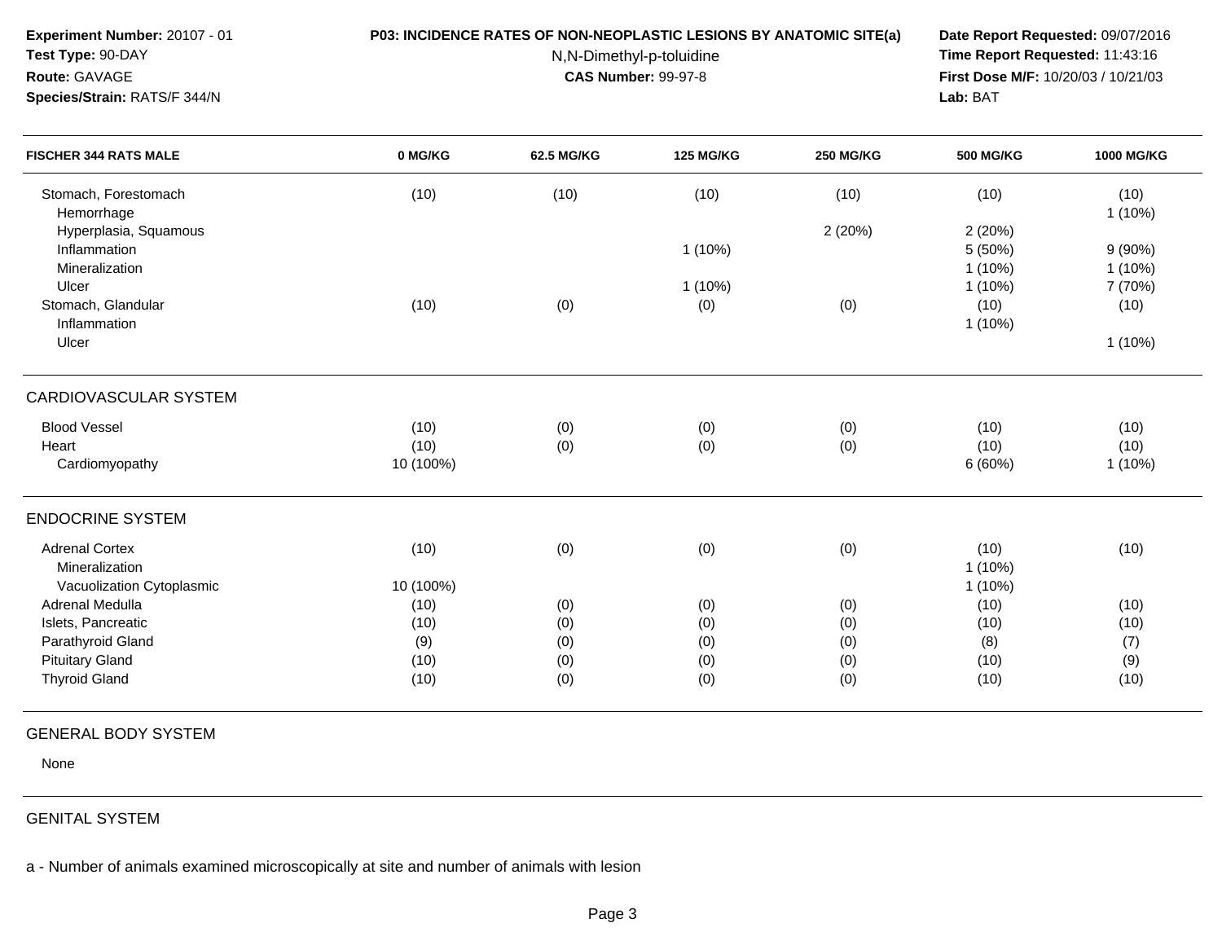**Experiment Number:** 20107 - 01
**Test Type:** 90-DAY
**Route:** GAVAGE
**Species/Strain:** RATS/F 344/N

**P03: INCIDENCE RATES OF NON-NEOPLASTIC LESIONS BY ANATOMIC SITE(a)**
N,N-Dimethyl-p-toluidine
**CAS Number:** 99-97-8

**Date Report Requested:** 09/07/2016
**Time Report Requested:** 11:43:16
**First Dose M/F:** 10/20/03 / 10/21/03
**Lab:** BAT

| FISCHER 344 RATS MALE | 0 MG/KG | 62.5 MG/KG | 125 MG/KG | 250 MG/KG | 500 MG/KG | 1000 MG/KG |
|---|---|---|---|---|---|---|
| Stomach, Forestomach | (10) | (10) | (10) | (10) | (10) | (10) |
| Hemorrhage | | | | | | 1 (10%) |
| Hyperplasia, Squamous | | | | 2 (20%) | 2 (20%) | |
| Inflammation | | | 1 (10%) | | 5 (50%) | 9 (90%) |
| Mineralization | | | | | 1 (10%) | 1 (10%) |
| Ulcer | | | 1 (10%) | | 1 (10%) | 7 (70%) |
| Stomach, Glandular | (10) | (0) | (0) | (0) | (10) | (10) |
| Inflammation | | | | | 1 (10%) | |
| Ulcer | | | | | | 1 (10%) |
| **CARDIOVASCULAR SYSTEM** | | | | | | |
| Blood Vessel | (10) | (0) | (0) | (0) | (10) | (10) |
| Heart | (10) | (0) | (0) | (0) | (10) | (10) |
| Cardiomyopathy | 10 (100%) | | | | 6 (60%) | 1 (10%) |
| **ENDOCRINE SYSTEM** | | | | | | |
| Adrenal Cortex | (10) | (0) | (0) | (0) | (10) | (10) |
| Mineralization | | | | | 1 (10%) | |
| Vacuolization Cytoplasmic | 10 (100%) | | | | 1 (10%) | |
| Adrenal Medulla | (10) | (0) | (0) | (0) | (10) | (10) |
| Islets, Pancreatic | (10) | (0) | (0) | (0) | (10) | (10) |
| Parathyroid Gland | (9) | (0) | (0) | (0) | (8) | (7) |
| Pituitary Gland | (10) | (0) | (0) | (0) | (10) | (9) |
| Thyroid Gland | (10) | (0) | (0) | (0) | (10) | (10) |
| **GENERAL BODY SYSTEM** | | | | | | |
| None | | | | | | |
| **GENITAL SYSTEM** | | | | | | |

a - Number of animals examined microscopically at site and number of animals with lesion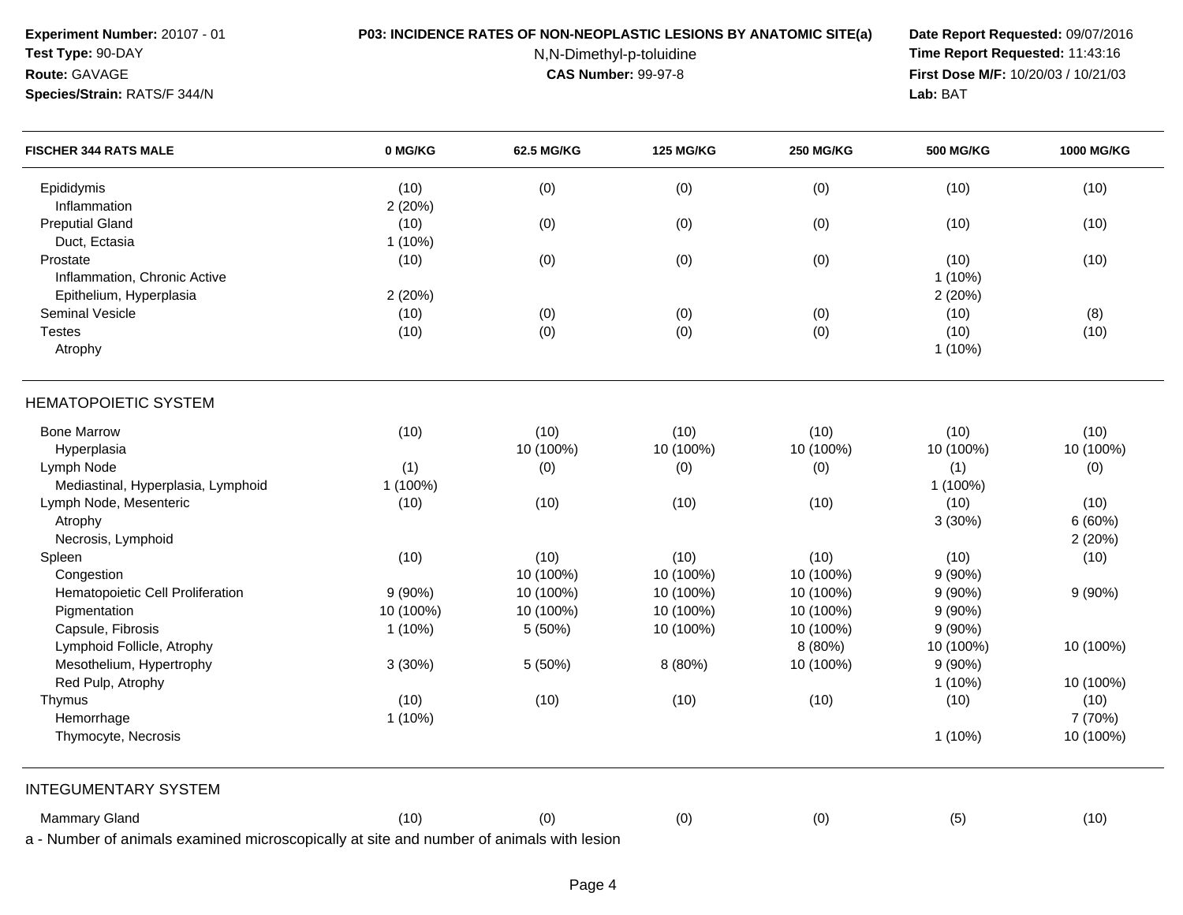**Experiment Number:** 20107 - 01
**Test Type:** 90-DAY
**Route:** GAVAGE
**Species/Strain:** RATS/F 344/N

**P03: INCIDENCE RATES OF NON-NEOPLASTIC LESIONS BY ANATOMIC SITE(a)**
N,N-Dimethyl-p-toluidine
**CAS Number:** 99-97-8

**Date Report Requested:** 09/07/2016
**Time Report Requested:** 11:43:16
**First Dose M/F:** 10/20/03 / 10/21/03
**Lab:** BAT

| FISCHER 344 RATS MALE | 0 MG/KG | 62.5 MG/KG | 125 MG/KG | 250 MG/KG | 500 MG/KG | 1000 MG/KG |
|---|---|---|---|---|---|---|
| Epididymis | (10) | (0) | (0) | (0) | (10) | (10) |
| Inflammation | 2 (20%) | | | | | |
| Preputial Gland | (10) | (0) | (0) | (0) | (10) | (10) |
| Duct, Ectasia | 1 (10%) | | | | | |
| Prostate | (10) | (0) | (0) | (0) | (10) | (10) |
| Inflammation, Chronic Active | | | | | 1 (10%) | |
| Epithelium, Hyperplasia | 2 (20%) | | | | 2 (20%) | |
| Seminal Vesicle | (10) | (0) | (0) | (0) | (10) | (8) |
| Testes | (10) | (0) | (0) | (0) | (10) | (10) |
| Atrophy | | | | | 1 (10%) | |
| **HEMATOPOIETIC SYSTEM** | | | | | | |
| Bone Marrow | (10) | (10) | (10) | (10) | (10) | (10) |
| Hyperplasia | | 10 (100%) | 10 (100%) | 10 (100%) | 10 (100%) | 10 (100%) |
| Lymph Node | (1) | (0) | (0) | (0) | (1) | (0) |
| Mediastinal, Hyperplasia, Lymphoid | 1 (100%) | | | | 1 (100%) | |
| Lymph Node, Mesenteric | (10) | (10) | (10) | (10) | (10) | (10) |
| Atrophy | | | | | 3 (30%) | 6 (60%) |
| Necrosis, Lymphoid | | | | | | 2 (20%) |
| Spleen | (10) | (10) | (10) | (10) | (10) | (10) |
| Congestion | | 10 (100%) | 10 (100%) | 10 (100%) | 9 (90%) | |
| Hematopoietic Cell Proliferation | 9 (90%) | 10 (100%) | 10 (100%) | 10 (100%) | 9 (90%) | 9 (90%) |
| Pigmentation | 10 (100%) | 10 (100%) | 10 (100%) | 10 (100%) | 9 (90%) | |
| Capsule, Fibrosis | 1 (10%) | 5 (50%) | 10 (100%) | 10 (100%) | 9 (90%) | |
| Lymphoid Follicle, Atrophy | | | | 8 (80%) | 10 (100%) | 10 (100%) |
| Mesothelium, Hypertrophy | 3 (30%) | 5 (50%) | 8 (80%) | 10 (100%) | 9 (90%) | |
| Red Pulp, Atrophy | | | | | 1 (10%) | 10 (100%) |
| Thymus | (10) | (10) | (10) | (10) | (10) | (10) |
| Hemorrhage | 1 (10%) | | | | | 7 (70%) |
| Thymocyte, Necrosis | | | | | 1 (10%) | 10 (100%) |
| **INTEGUMENTARY SYSTEM** | | | | | | |
| Mammary Gland | (10) | (0) | (0) | (0) | (5) | (10) |

a - Number of animals examined microscopically at site and number of animals with lesion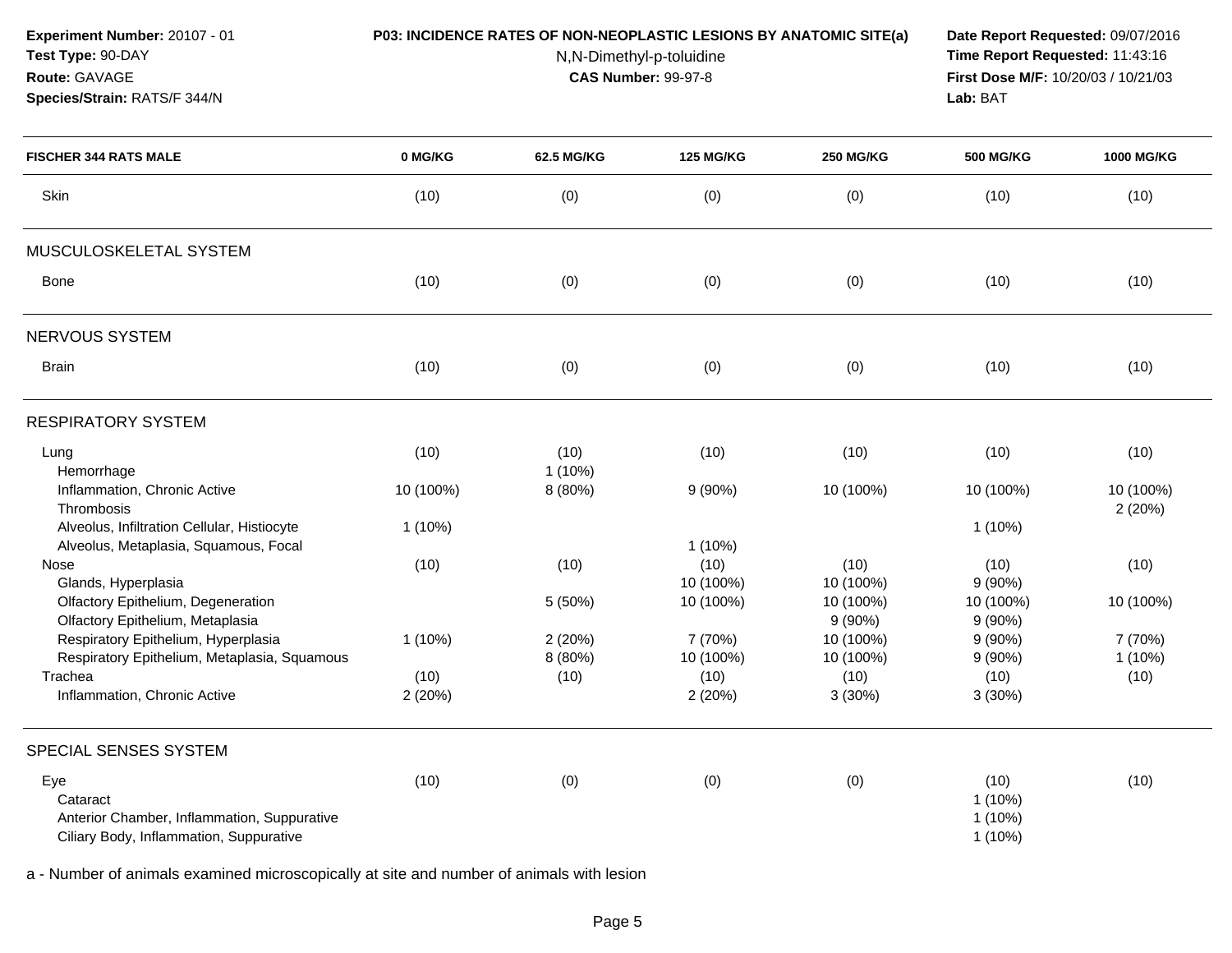**Experiment Number:** 20107 - 01
**Test Type:** 90-DAY
**Route:** GAVAGE
**Species/Strain:** RATS/F 344/N

**P03: INCIDENCE RATES OF NON-NEOPLASTIC LESIONS BY ANATOMIC SITE(a)**
N,N-Dimethyl-p-toluidine
**CAS Number:** 99-97-8

**Date Report Requested:** 09/07/2016
**Time Report Requested:** 11:43:16
**First Dose M/F:** 10/20/03 / 10/21/03
**Lab:** BAT

| FISCHER 344 RATS MALE | 0 MG/KG | 62.5 MG/KG | 125 MG/KG | 250 MG/KG | 500 MG/KG | 1000 MG/KG |
|---|---|---|---|---|---|---|
| Skin | (10) | (0) | (0) | (0) | (10) | (10) |
| **MUSCULOSKELETAL SYSTEM** | | | | | | |
| Bone | (10) | (0) | (0) | (0) | (10) | (10) |
| **NERVOUS SYSTEM** | | | | | | |
| Brain | (10) | (0) | (0) | (0) | (10) | (10) |
| **RESPIRATORY SYSTEM** | | | | | | |
| Lung | (10) | (10) | (10) | (10) | (10) | (10) |
| Hemorrhage | | 1 (10%) | | | | |
| Inflammation, Chronic Active | 10 (100%) | 8 (80%) | 9 (90%) | 10 (100%) | 10 (100%) | 10 (100%) |
| Thrombosis | | | | | | 2 (20%) |
| Alveolus, Infiltration Cellular, Histiocyte | 1 (10%) | | | | 1 (10%) | |
| Alveolus, Metaplasia, Squamous, Focal | | | 1 (10%) | | | |
| Nose | (10) | (10) | (10) | (10) | (10) | (10) |
| Glands, Hyperplasia | | | 10 (100%) | 10 (100%) | 9 (90%) | |
| Olfactory Epithelium, Degeneration | | 5 (50%) | 10 (100%) | 10 (100%) | 10 (100%) | 10 (100%) |
| Olfactory Epithelium, Metaplasia | | | | 9 (90%) | 9 (90%) | |
| Respiratory Epithelium, Hyperplasia | 1 (10%) | 2 (20%) | 7 (70%) | 10 (100%) | 9 (90%) | 7 (70%) |
| Respiratory Epithelium, Metaplasia, Squamous | | 8 (80%) | 10 (100%) | 10 (100%) | 9 (90%) | 1 (10%) |
| Trachea | (10) | (10) | (10) | (10) | (10) | (10) |
| Inflammation, Chronic Active | 2 (20%) | | 2 (20%) | 3 (30%) | 3 (30%) | |
| **SPECIAL SENSES SYSTEM** | | | | | | |
| Eye | (10) | (0) | (0) | (0) | (10) | (10) |
| Cataract | | | | | 1 (10%) | |
| Anterior Chamber, Inflammation, Suppurative | | | | | 1 (10%) | |
| Ciliary Body, Inflammation, Suppurative | | | | | 1 (10%) | |

a - Number of animals examined microscopically at site and number of animals with lesion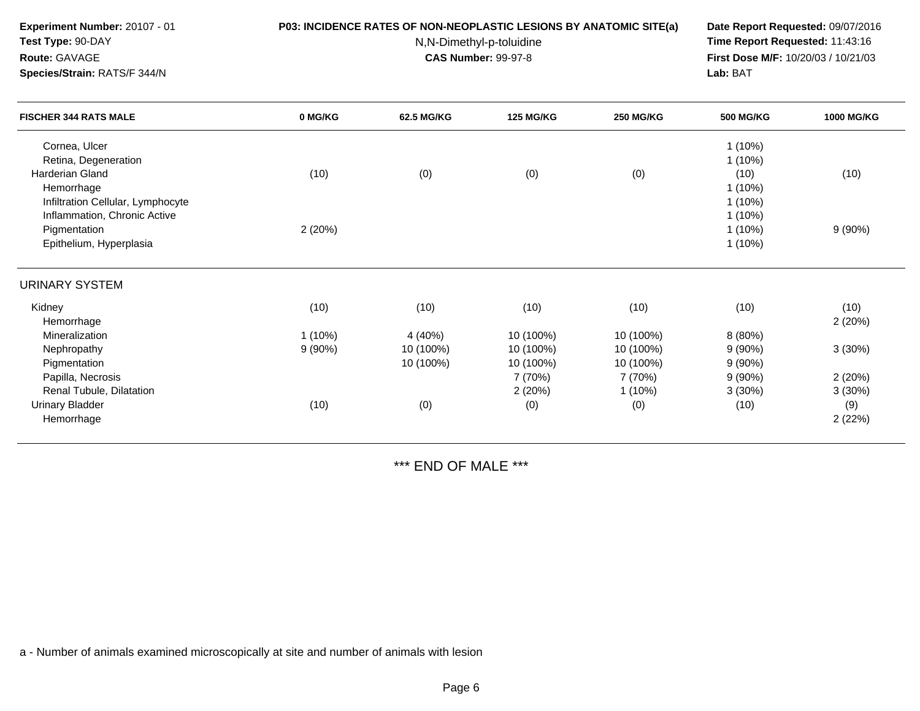**Experiment Number:** 20107 - 01
**Test Type:** 90-DAY
**Route:** GAVAGE
**Species/Strain:** RATS/F 344/N

**P03: INCIDENCE RATES OF NON-NEOPLASTIC LESIONS BY ANATOMIC SITE(a)**
N,N-Dimethyl-p-toluidine
**CAS Number:** 99-97-8

**Date Report Requested:** 09/07/2016
**Time Report Requested:** 11:43:16
**First Dose M/F:** 10/20/03 / 10/21/03
**Lab:** BAT

| FISCHER 344 RATS MALE | 0 MG/KG | 62.5 MG/KG | 125 MG/KG | 250 MG/KG | 500 MG/KG | 1000 MG/KG |
|---|---|---|---|---|---|---|
| Cornea, Ulcer | | | | | 1 (10%) | |
| Retina, Degeneration | | | | | 1 (10%) | |
| Harderian Gland | (10) | (0) | (0) | (0) | (10) | (10) |
| Hemorrhage | | | | | 1 (10%) | |
| Infiltration Cellular, Lymphocyte | | | | | 1 (10%) | |
| Inflammation, Chronic Active | | | | | 1 (10%) | |
| Pigmentation | 2 (20%) | | | | 1 (10%) | 9 (90%) |
| Epithelium, Hyperplasia | | | | | 1 (10%) | |
| **URINARY SYSTEM** | | | | | | |
| Kidney | (10) | (10) | (10) | (10) | (10) | (10) |
| Hemorrhage | | | | | | 2 (20%) |
| Mineralization | 1 (10%) | 4 (40%) | 10 (100%) | 10 (100%) | 8 (80%) | |
| Nephropathy | 9 (90%) | 10 (100%) | 10 (100%) | 10 (100%) | 9 (90%) | 3 (30%) |
| Pigmentation | | 10 (100%) | 10 (100%) | 10 (100%) | 9 (90%) | |
| Papilla, Necrosis | | | 7 (70%) | 7 (70%) | 9 (90%) | 2 (20%) |
| Renal Tubule, Dilatation | | | 2 (20%) | 1 (10%) | 3 (30%) | 3 (30%) |
| Urinary Bladder | (10) | (0) | (0) | (0) | (10) | (9) |
| Hemorrhage | | | | | | 2 (22%) |

*** END OF MALE ***

a - Number of animals examined microscopically at site and number of animals with lesion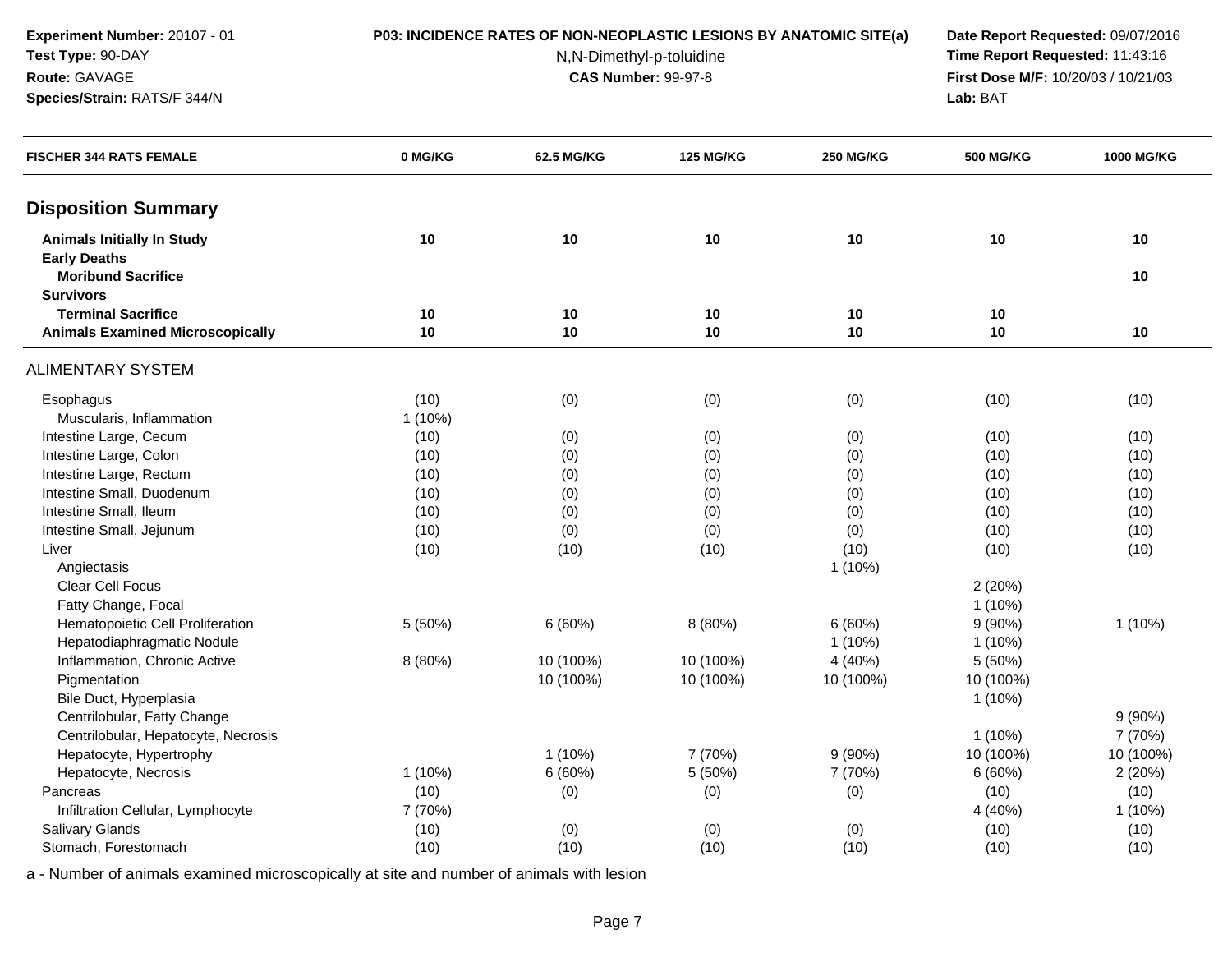**Experiment Number:** 20107 - 01
**Test Type:** 90-DAY
**Route:** GAVAGE
**Species/Strain:** RATS/F 344/N

**P03: INCIDENCE RATES OF NON-NEOPLASTIC LESIONS BY ANATOMIC SITE(a)**
N,N-Dimethyl-p-toluidine
**CAS Number:** 99-97-8

**Date Report Requested:** 09/07/2016
**Time Report Requested:** 11:43:16
**First Dose M/F:** 10/20/03 / 10/21/03
**Lab:** BAT

| FISCHER 344 RATS FEMALE | 0 MG/KG | 62.5 MG/KG | 125 MG/KG | 250 MG/KG | 500 MG/KG | 1000 MG/KG |
|---|---|---|---|---|---|---|
| **Disposition Summary** | | | | | | |
| **Animals Initially In Study** | **10** | **10** | **10** | **10** | **10** | **10** |
| **Early Deaths** | | | | | | |
| **Moribund Sacrifice** | | | | | | **10** |
| **Survivors** | | | | | | |
| **Terminal Sacrifice** | **10** | **10** | **10** | **10** | **10** | |
| **Animals Examined Microscopically** | **10** | **10** | **10** | **10** | **10** | **10** |
| ALIMENTARY SYSTEM | | | | | | |
| Esophagus | (10) | (0) | (0) | (0) | (10) | (10) |
| Muscularis, Inflammation | 1 (10%) | | | | | |
| Intestine Large, Cecum | (10) | (0) | (0) | (0) | (10) | (10) |
| Intestine Large, Colon | (10) | (0) | (0) | (0) | (10) | (10) |
| Intestine Large, Rectum | (10) | (0) | (0) | (0) | (10) | (10) |
| Intestine Small, Duodenum | (10) | (0) | (0) | (0) | (10) | (10) |
| Intestine Small, Ileum | (10) | (0) | (0) | (0) | (10) | (10) |
| Intestine Small, Jejunum | (10) | (0) | (0) | (0) | (10) | (10) |
| Liver | (10) | (10) | (10) | (10) | (10) | (10) |
| Angiectasis | | | | 1 (10%) | | |
| Clear Cell Focus | | | | | 2 (20%) | |
| Fatty Change, Focal | | | | | 1 (10%) | |
| Hematopoietic Cell Proliferation | 5 (50%) | 6 (60%) | 8 (80%) | 6 (60%) | 9 (90%) | 1 (10%) |
| Hepatodiaphragmatic Nodule | | | | 1 (10%) | 1 (10%) | |
| Inflammation, Chronic Active | 8 (80%) | 10 (100%) | 10 (100%) | 4 (40%) | 5 (50%) | |
| Pigmentation | | 10 (100%) | 10 (100%) | 10 (100%) | 10 (100%) | |
| Bile Duct, Hyperplasia | | | | | 1 (10%) | |
| Centrilobular, Fatty Change | | | | | | 9 (90%) |
| Centrilobular, Hepatocyte, Necrosis | | | | | 1 (10%) | 7 (70%) |
| Hepatocyte, Hypertrophy | | 1 (10%) | 7 (70%) | 9 (90%) | 10 (100%) | 10 (100%) |
| Hepatocyte, Necrosis | 1 (10%) | 6 (60%) | 5 (50%) | 7 (70%) | 6 (60%) | 2 (20%) |
| Pancreas | (10) | (0) | (0) | (0) | (10) | (10) |
| Infiltration Cellular, Lymphocyte | 7 (70%) | | | | 4 (40%) | 1 (10%) |
| Salivary Glands | (10) | (0) | (0) | (0) | (10) | (10) |
| Stomach, Forestomach | (10) | (10) | (10) | (10) | (10) | (10) |

a - Number of animals examined microscopically at site and number of animals with lesion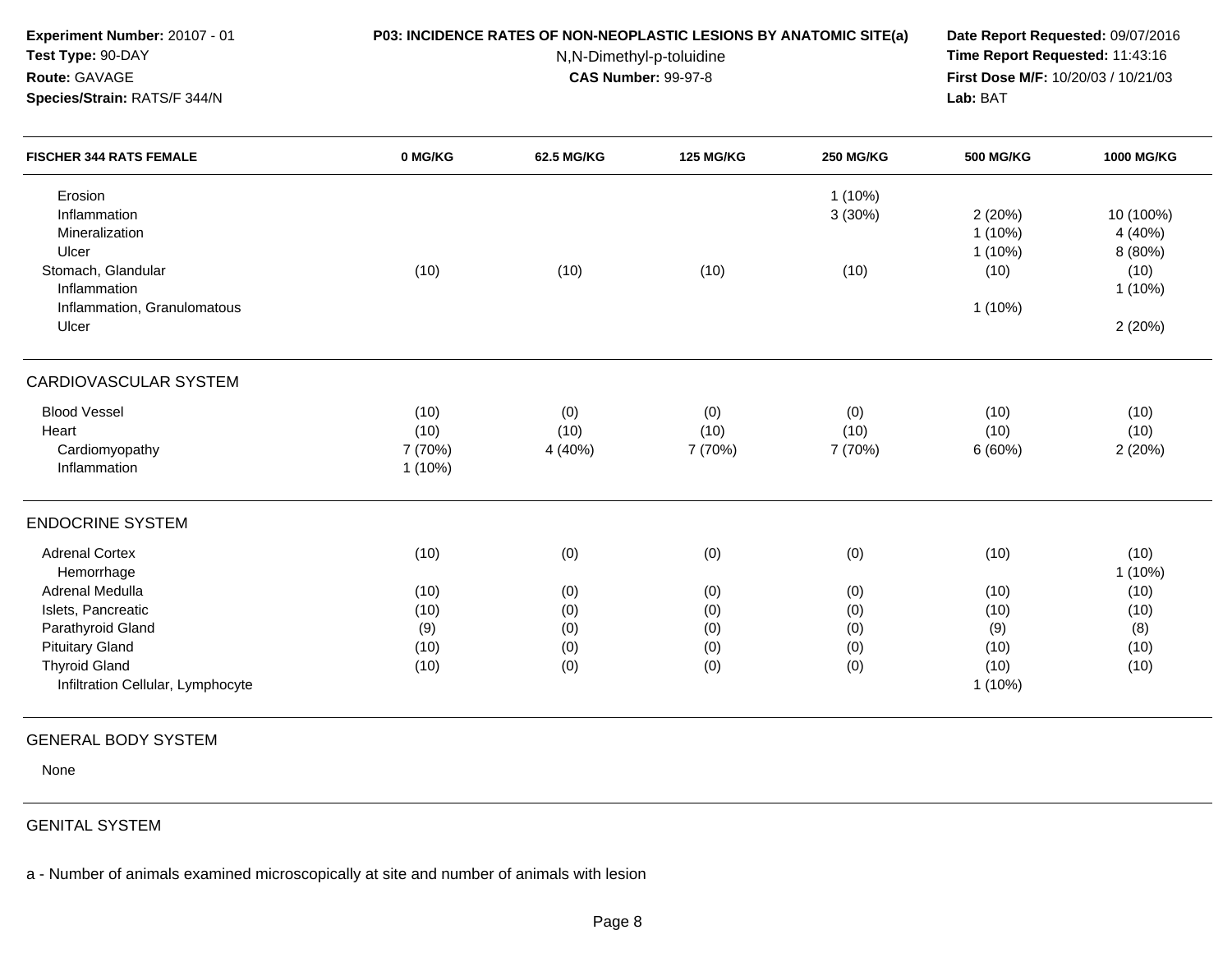**Experiment Number:** 20107 - 01
**Test Type:** 90-DAY
**Route:** GAVAGE
**Species/Strain:** RATS/F 344/N

**P03: INCIDENCE RATES OF NON-NEOPLASTIC LESIONS BY ANATOMIC SITE(a)**
N,N-Dimethyl-p-toluidine
**CAS Number:** 99-97-8

**Date Report Requested:** 09/07/2016
**Time Report Requested:** 11:43:16
**First Dose M/F:** 10/20/03 / 10/21/03
**Lab:** BAT

| FISCHER 344 RATS FEMALE | 0 MG/KG | 62.5 MG/KG | 125 MG/KG | 250 MG/KG | 500 MG/KG | 1000 MG/KG |
|---|---|---|---|---|---|---|
| Erosion | | | | 1 (10%) | | |
| Inflammation | | | | 3 (30%) | 2 (20%) | 10 (100%) |
| Mineralization | | | | | 1 (10%) | 4 (40%) |
| Ulcer | | | | | 1 (10%) | 8 (80%) |
| Stomach, Glandular | (10) | (10) | (10) | (10) | (10) | (10) |
| Inflammation | | | | | | 1 (10%) |
| Inflammation, Granulomatous | | | | | 1 (10%) | |
| Ulcer | | | | | | 2 (20%) |
| **CARDIOVASCULAR SYSTEM** | | | | | | |
| Blood Vessel | (10) | (0) | (0) | (0) | (10) | (10) |
| Heart | (10) | (10) | (10) | (10) | (10) | (10) |
| Cardiomyopathy | 7 (70%) | 4 (40%) | 7 (70%) | 7 (70%) | 6 (60%) | 2 (20%) |
| Inflammation | 1 (10%) | | | | | |
| **ENDOCRINE SYSTEM** | | | | | | |
| Adrenal Cortex | (10) | (0) | (0) | (0) | (10) | (10) |
| Hemorrhage | | | | | | 1 (10%) |
| Adrenal Medulla | (10) | (0) | (0) | (0) | (10) | (10) |
| Islets, Pancreatic | (10) | (0) | (0) | (0) | (10) | (10) |
| Parathyroid Gland | (9) | (0) | (0) | (0) | (9) | (8) |
| Pituitary Gland | (10) | (0) | (0) | (0) | (10) | (10) |
| Thyroid Gland | (10) | (0) | (0) | (0) | (10) | (10) |
| Infiltration Cellular, Lymphocyte | | | | | 1 (10%) | |
| **GENERAL BODY SYSTEM** | | | | | | |
| None | | | | | | |
| **GENITAL SYSTEM** | | | | | | |

a - Number of animals examined microscopically at site and number of animals with lesion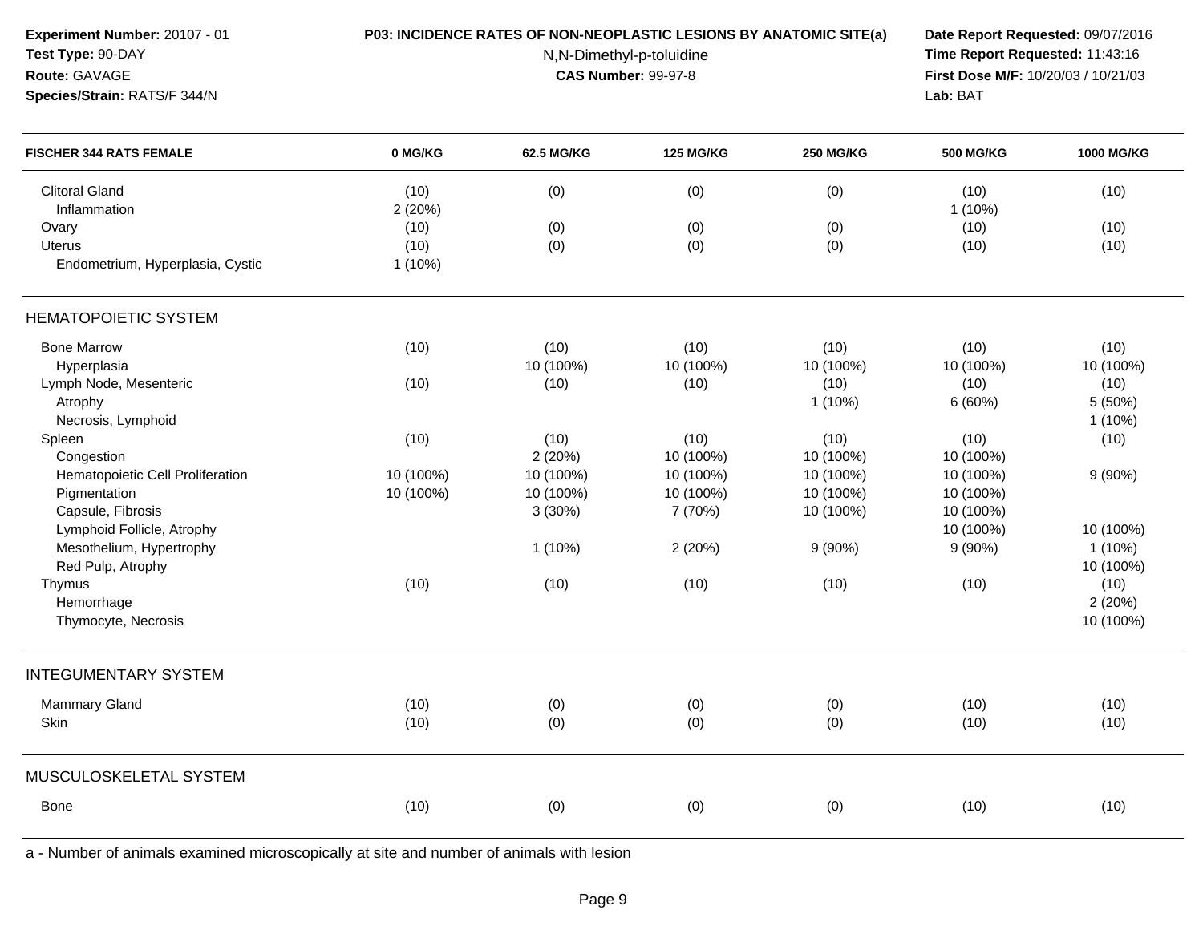**Experiment Number:** 20107 - 01
**Test Type:** 90-DAY
**Route:** GAVAGE
**Species/Strain:** RATS/F 344/N

**P03: INCIDENCE RATES OF NON-NEOPLASTIC LESIONS BY ANATOMIC SITE(a)**
N,N-Dimethyl-p-toluidine
**CAS Number:** 99-97-8

**Date Report Requested:** 09/07/2016
**Time Report Requested:** 11:43:16
**First Dose M/F:** 10/20/03 / 10/21/03
**Lab:** BAT

| FISCHER 344 RATS FEMALE | 0 MG/KG | 62.5 MG/KG | 125 MG/KG | 250 MG/KG | 500 MG/KG | 1000 MG/KG |
|---|---|---|---|---|---|---|
| Clitoral Gland | (10) | (0) | (0) | (0) | (10) | (10) |
| Inflammation | 2 (20%) | | | | 1 (10%) | |
| Ovary | (10) | (0) | (0) | (0) | (10) | (10) |
| Uterus | (10) | (0) | (0) | (0) | (10) | (10) |
| Endometrium, Hyperplasia, Cystic | 1 (10%) | | | | | |
| **HEMATOPOIETIC SYSTEM** | | | | | | |
| Bone Marrow | (10) | (10) | (10) | (10) | (10) | (10) |
| Hyperplasia | | 10 (100%) | 10 (100%) | 10 (100%) | 10 (100%) | 10 (100%) |
| Lymph Node, Mesenteric | (10) | (10) | (10) | (10) | (10) | (10) |
| Atrophy | | | | 1 (10%) | 6 (60%) | 5 (50%) |
| Necrosis, Lymphoid | | | | | | 1 (10%) |
| Spleen | (10) | (10) | (10) | (10) | (10) | (10) |
| Congestion | | 2 (20%) | 10 (100%) | 10 (100%) | 10 (100%) | |
| Hematopoietic Cell Proliferation | 10 (100%) | 10 (100%) | 10 (100%) | 10 (100%) | 10 (100%) | 9 (90%) |
| Pigmentation | 10 (100%) | 10 (100%) | 10 (100%) | 10 (100%) | 10 (100%) | |
| Capsule, Fibrosis | | 3 (30%) | 7 (70%) | 10 (100%) | 10 (100%) | |
| Lymphoid Follicle, Atrophy | | | | | 10 (100%) | 10 (100%) |
| Mesothelium, Hypertrophy | | 1 (10%) | 2 (20%) | 9 (90%) | 9 (90%) | 1 (10%) |
| Red Pulp, Atrophy | | | | | | 10 (100%) |
| Thymus | (10) | (10) | (10) | (10) | (10) | (10) |
| Hemorrhage | | | | | | 2 (20%) |
| Thymocyte, Necrosis | | | | | | 10 (100%) |
| **INTEGUMENTARY SYSTEM** | | | | | | |
| Mammary Gland | (10) | (0) | (0) | (0) | (10) | (10) |
| Skin | (10) | (0) | (0) | (0) | (10) | (10) |
| **MUSCULOSKELETAL SYSTEM** | | | | | | |
| Bone | (10) | (0) | (0) | (0) | (10) | (10) |

a - Number of animals examined microscopically at site and number of animals with lesion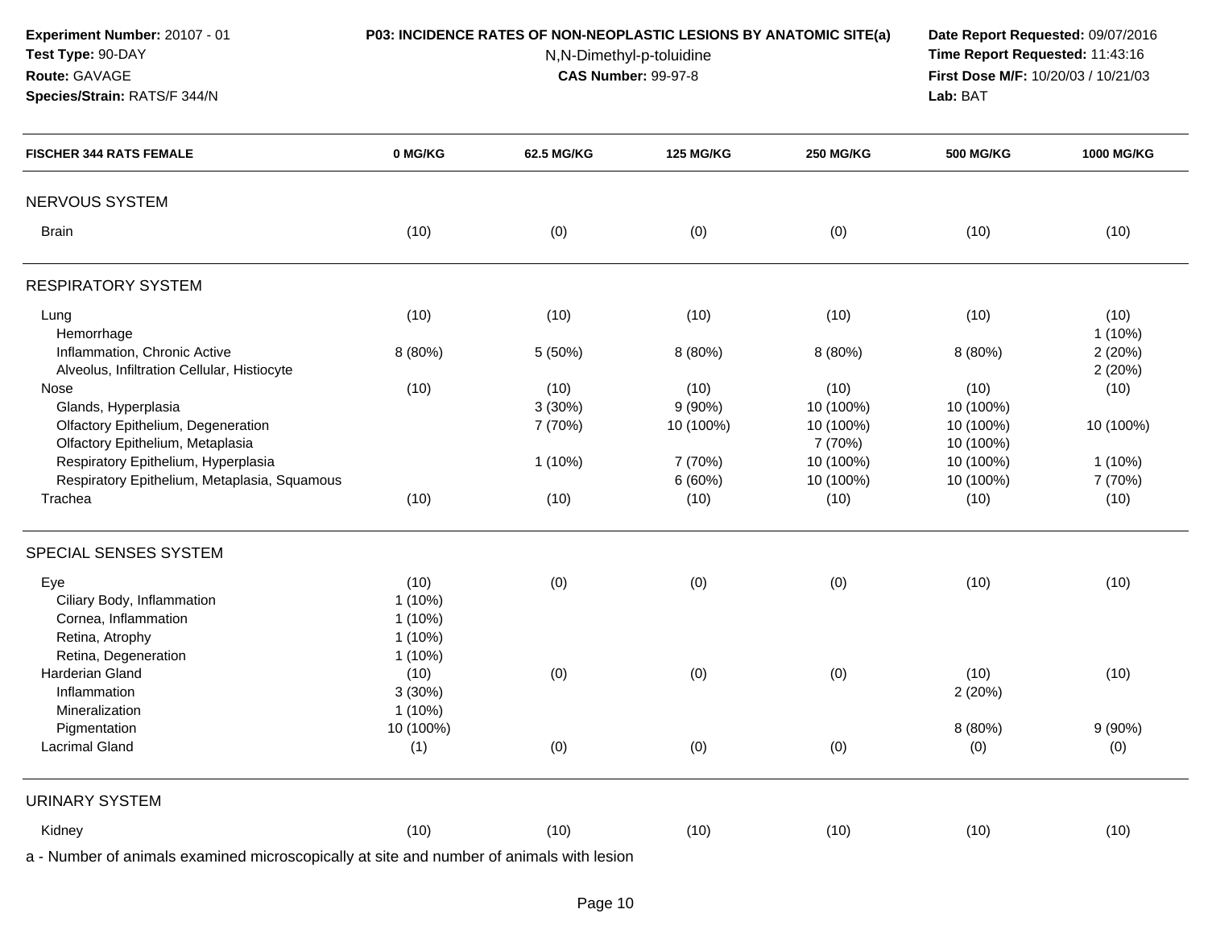**Experiment Number:** 20107 - 01
**Test Type:** 90-DAY
**Route:** GAVAGE
**Species/Strain:** RATS/F 344/N

**P03: INCIDENCE RATES OF NON-NEOPLASTIC LESIONS BY ANATOMIC SITE(a)**
N,N-Dimethyl-p-toluidine
**CAS Number:** 99-97-8

**Date Report Requested:** 09/07/2016
**Time Report Requested:** 11:43:16
**First Dose M/F:** 10/20/03 / 10/21/03
**Lab:** BAT

| FISCHER 344 RATS FEMALE | 0 MG/KG | 62.5 MG/KG | 125 MG/KG | 250 MG/KG | 500 MG/KG | 1000 MG/KG |
|---|---|---|---|---|---|---|
| **NERVOUS SYSTEM** | | | | | | |
| Brain | (10) | (0) | (0) | (0) | (10) | (10) |
| **RESPIRATORY SYSTEM** | | | | | | |
| Lung | (10) | (10) | (10) | (10) | (10) | (10) |
| Hemorrhage | | | | | | 1 (10%) |
| Inflammation, Chronic Active | 8 (80%) | 5 (50%) | 8 (80%) | 8 (80%) | 8 (80%) | 2 (20%) |
| Alveolus, Infiltration Cellular, Histiocyte | | | | | | 2 (20%) |
| Nose | (10) | (10) | (10) | (10) | (10) | (10) |
| Glands, Hyperplasia | | 3 (30%) | 9 (90%) | 10 (100%) | 10 (100%) | |
| Olfactory Epithelium, Degeneration | | 7 (70%) | 10 (100%) | 10 (100%) | 10 (100%) | 10 (100%) |
| Olfactory Epithelium, Metaplasia | | | | 7 (70%) | 10 (100%) | |
| Respiratory Epithelium, Hyperplasia | | 1 (10%) | 7 (70%) | 10 (100%) | 10 (100%) | 1 (10%) |
| Respiratory Epithelium, Metaplasia, Squamous | | | 6 (60%) | 10 (100%) | 10 (100%) | 7 (70%) |
| Trachea | (10) | (10) | (10) | (10) | (10) | (10) |
| **SPECIAL SENSES SYSTEM** | | | | | | |
| Eye | (10) | (0) | (0) | (0) | (10) | (10) |
| Ciliary Body, Inflammation | 1 (10%) | | | | | |
| Cornea, Inflammation | 1 (10%) | | | | | |
| Retina, Atrophy | 1 (10%) | | | | | |
| Retina, Degeneration | 1 (10%) | | | | | |
| Harderian Gland | (10) | (0) | (0) | (0) | (10) | (10) |
| Inflammation | 3 (30%) | | | | 2 (20%) | |
| Mineralization | 1 (10%) | | | | | |
| Pigmentation | 10 (100%) | | | | 8 (80%) | 9 (90%) |
| Lacrimal Gland | (1) | (0) | (0) | (0) | (0) | (0) |
| **URINARY SYSTEM** | | | | | | |
| Kidney | (10) | (10) | (10) | (10) | (10) | (10) |

a - Number of animals examined microscopically at site and number of animals with lesion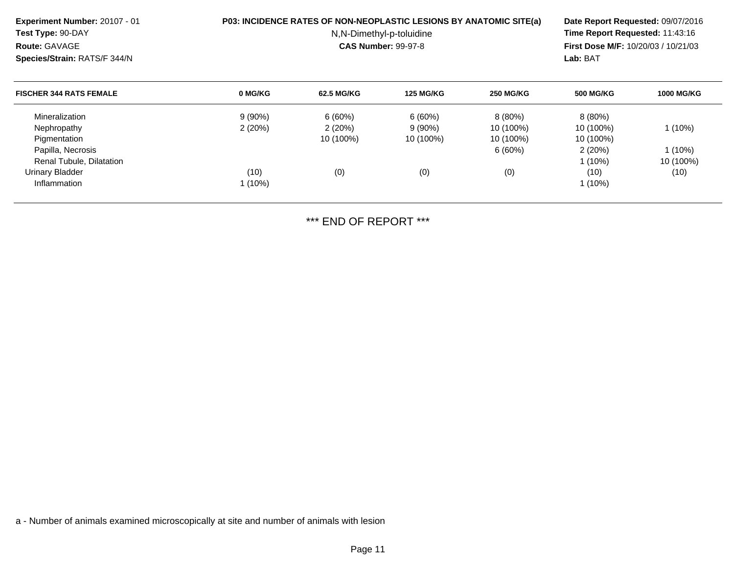**Experiment Number:** 20107 - 01
**Test Type:** 90-DAY
**Route:** GAVAGE
**Species/Strain:** RATS/F 344/N

**P03: INCIDENCE RATES OF NON-NEOPLASTIC LESIONS BY ANATOMIC SITE(a)**
N,N-Dimethyl-p-toluidine
**CAS Number:** 99-97-8

**Date Report Requested:** 09/07/2016
**Time Report Requested:** 11:43:16
**First Dose M/F:** 10/20/03 / 10/21/03
**Lab:** BAT

| FISCHER 344 RATS FEMALE | 0 MG/KG | 62.5 MG/KG | 125 MG/KG | 250 MG/KG | 500 MG/KG | 1000 MG/KG |
|---|---|---|---|---|---|---|
| Mineralization | 9 (90%) | 6 (60%) | 6 (60%) | 8 (80%) | 8 (80%) | |
| Nephropathy | 2 (20%) | 2 (20%) | 9 (90%) | 10 (100%) | 10 (100%) | 1 (10%) |
| Pigmentation | | 10 (100%) | 10 (100%) | 10 (100%) | 10 (100%) | |
| Papilla, Necrosis | | | | 6 (60%) | 2 (20%) | 1 (10%) |
| Renal Tubule, Dilatation | | | | | 1 (10%) | 10 (100%) |
| Urinary Bladder | (10) | (0) | (0) | (0) | (10) | (10) |
| Inflammation | 1 (10%) | | | | 1 (10%) | |

*** END OF REPORT ***

a - Number of animals examined microscopically at site and number of animals with lesion